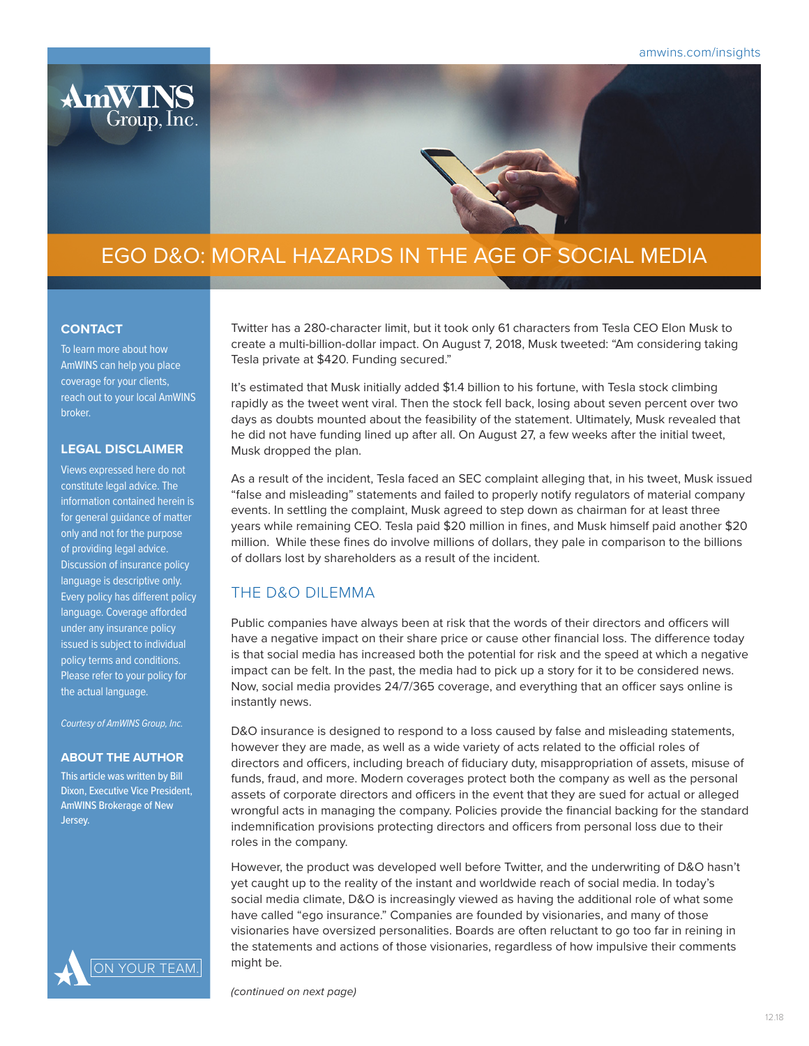# EGO D&O: MORAL HAZARDS IN THE AGE OF SOCIAL MEDIA

Twitter has a 280-character limit, but it took only 61 characters from Tesla CEO Elon Musk to create a multi-billion-dollar impact. On August 7, 2018, Musk tweeted: "Am considering taking Tesla private at $420. Funding secured."

It's estimated that Musk initially added $1.4 billion to his fortune, with Tesla stock climbing rapidly as the tweet went viral. Then the stock fell back, losing about seven percent over two days as doubts mounted about the feasibility of the statement. Ultimately, Musk revealed that he did not have funding lined up after all. On August 27, a few weeks after the initial tweet, Musk dropped the plan.

As a result of the incident, Tesla faced an SEC complaint alleging that, in his tweet, Musk issued "false and misleading" statements and failed to properly notify regulators of material company events. In settling the complaint, Musk agreed to step down as chairman for at least three years while remaining CEO. Tesla paid $20 million in fines, and Musk himself paid another $20 million. While these fines do involve millions of dollars, they pale in comparison to the billions of dollars lost by shareholders as a result of the incident.

## THE D&O DILEMMA

Public companies have always been at risk that the words of their directors and officers will have a negative impact on their share price or cause other financial loss. The difference today is that social media has increased both the potential for risk and the speed at which a negative impact can be felt. In the past, the media had to pick up a story for it to be considered news. Now, social media provides 24/7/365 coverage, and everything that an officer says online is instantly news.

D&O insurance is designed to respond to a loss caused by false and misleading statements, however they are made, as well as a wide variety of acts related to the official roles of directors and officers, including breach of fiduciary duty, misappropriation of assets, misuse of funds, fraud, and more. Modern coverages protect both the company as well as the personal assets of corporate directors and officers in the event that they are sued for actual or alleged wrongful acts in managing the company. Policies provide the financial backing for the standard indemnification provisions protecting directors and officers from personal loss due to their roles in the company.

However, the product was developed well before Twitter, and the underwriting of D&O hasn't yet caught up to the reality of the instant and worldwide reach of social media. In today's social media climate, D&O is increasingly viewed as having the additional role of what some have called "ego insurance." Companies are founded by visionaries, and many of those visionaries have oversized personalities. Boards are often reluctant to go too far in reining in the statements and actions of those visionaries, regardless of how impulsive their comments might be.

*(continued on next page)*

### CONTACT

To learn more about how AmWINS can help you place coverage for your clients, reach out to your local AmWINS broker.

### LEGAL DISCLAIMER

Views expressed here do not constitute legal advice. The information contained herein is for general guidance of matter only and not for the purpose of providing legal advice. Discussion of insurance policy language is descriptive only. Every policy has different policy language. Coverage afforded under any insurance policy issued is subject to individual policy terms and conditions. Please refer to your policy for the actual language.

*Courtesy of AmWINS Group, Inc.*

### ABOUT THE AUTHOR

This article was written by Bill Dixon, Executive Vice President, AmWINS Brokerage of New Jersey.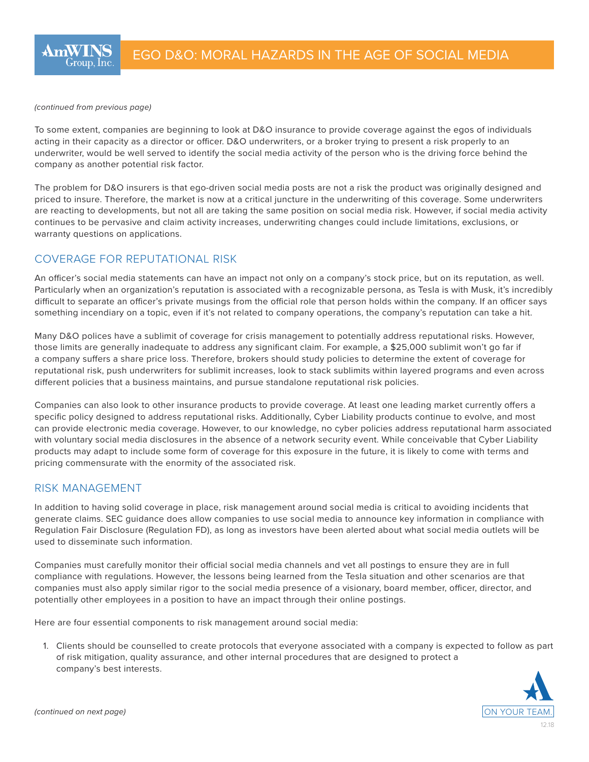*(continued from previous page)*

To some extent, companies are beginning to look at D&O insurance to provide coverage against the egos of individuals acting in their capacity as a director or officer. D&O underwriters, or a broker trying to present a risk properly to an underwriter, would be well served to identify the social media activity of the person who is the driving force behind the company as another potential risk factor.

The problem for D&O insurers is that ego-driven social media posts are not a risk the product was originally designed and priced to insure. Therefore, the market is now at a critical juncture in the underwriting of this coverage. Some underwriters are reacting to developments, but not all are taking the same position on social media risk. However, if social media activity continues to be pervasive and claim activity increases, underwriting changes could include limitations, exclusions, or warranty questions on applications.

## COVERAGE FOR REPUTATIONAL RISK

An officer's social media statements can have an impact not only on a company's stock price, but on its reputation, as well. Particularly when an organization's reputation is associated with a recognizable persona, as Tesla is with Musk, it's incredibly difficult to separate an officer's private musings from the official role that person holds within the company. If an officer says something incendiary on a topic, even if it's not related to company operations, the company's reputation can take a hit.

Many D&O polices have a sublimit of coverage for crisis management to potentially address reputational risks. However, those limits are generally inadequate to address any significant claim. For example, a $25,000 sublimit won't go far if a company suffers a share price loss. Therefore, brokers should study policies to determine the extent of coverage for reputational risk, push underwriters for sublimit increases, look to stack sublimits within layered programs and even across different policies that a business maintains, and pursue standalone reputational risk policies.

Companies can also look to other insurance products to provide coverage. At least one leading market currently offers a specific policy designed to address reputational risks. Additionally, Cyber Liability products continue to evolve, and most can provide electronic media coverage. However, to our knowledge, no cyber policies address reputational harm associated with voluntary social media disclosures in the absence of a network security event. While conceivable that Cyber Liability products may adapt to include some form of coverage for this exposure in the future, it is likely to come with terms and pricing commensurate with the enormity of the associated risk.

## RISK MANAGEMENT

In addition to having solid coverage in place, risk management around social media is critical to avoiding incidents that generate claims. SEC guidance does allow companies to use social media to announce key information in compliance with Regulation Fair Disclosure (Regulation FD), as long as investors have been alerted about what social media outlets will be used to disseminate such information.

Companies must carefully monitor their official social media channels and vet all postings to ensure they are in full compliance with regulations. However, the lessons being learned from the Tesla situation and other scenarios are that companies must also apply similar rigor to the social media presence of a visionary, board member, officer, director, and potentially other employees in a position to have an impact through their online postings.

Here are four essential components to risk management around social media:

1. Clients should be counselled to create protocols that everyone associated with a company is expected to follow as part of risk mitigation, quality assurance, and other internal procedures that are designed to protect a company's best interests.

*(continued on next page)*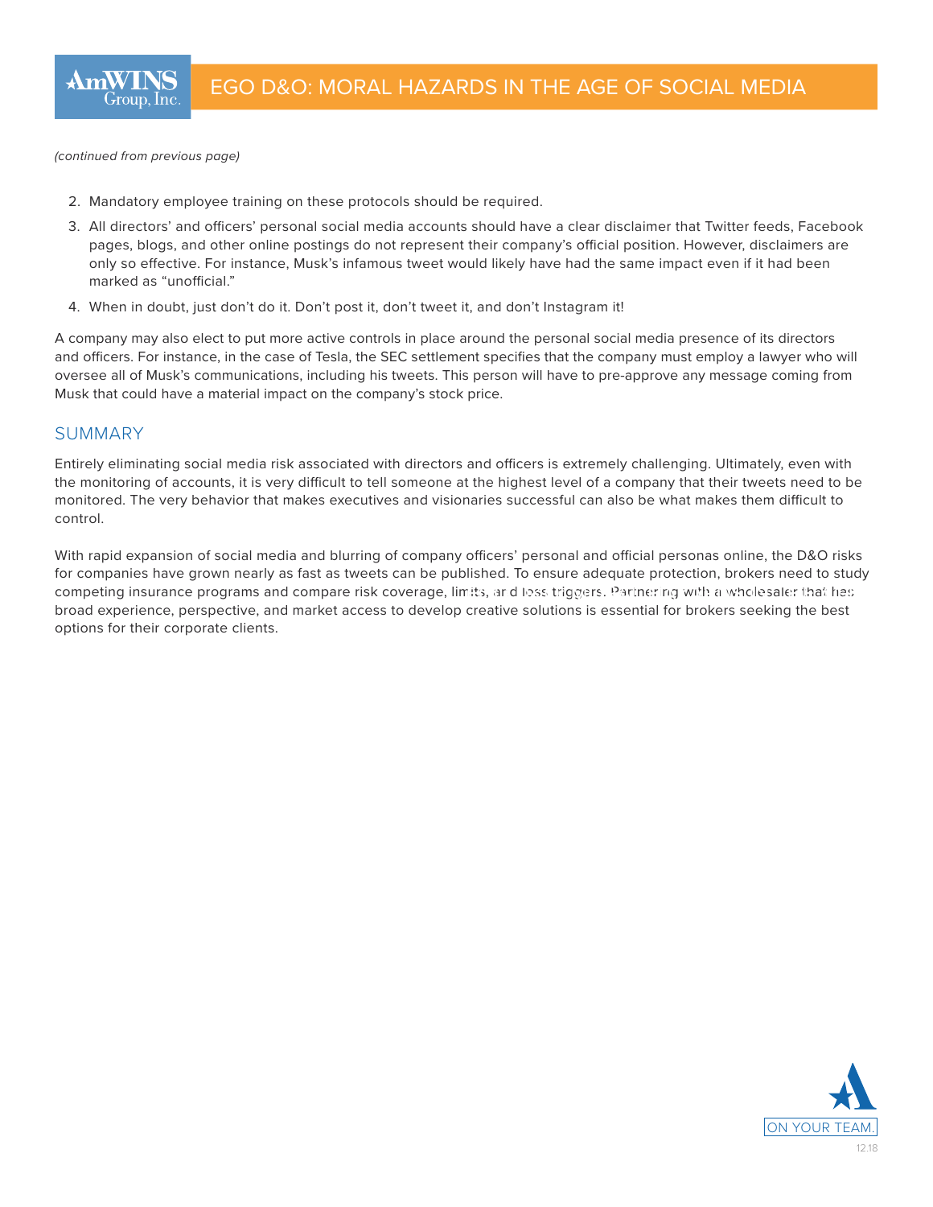*(continued from previous page)*

2. Mandatory employee training on these protocols should be required.
3. All directors' and officers' personal social media accounts should have a clear disclaimer that Twitter feeds, Facebook pages, blogs, and other online postings do not represent their company's official position. However, disclaimers are only so effective. For instance, Musk's infamous tweet would likely have had the same impact even if it had been marked as "unofficial."
4. When in doubt, just don't do it. Don't post it, don't tweet it, and don't Instagram it!

A company may also elect to put more active controls in place around the personal social media presence of its directors and officers. For instance, in the case of Tesla, the SEC settlement specifies that the company must employ a lawyer who will oversee all of Musk's communications, including his tweets. This person will have to pre-approve any message coming from Musk that could have a material impact on the company's stock price.

## SUMMARY

Entirely eliminating social media risk associated with directors and officers is extremely challenging. Ultimately, even with the monitoring of accounts, it is very difficult to tell someone at the highest level of a company that their tweets need to be monitored. The very behavior that makes executives and visionaries successful can also be what makes them difficult to control.

With rapid expansion of social media and blurring of company officers' personal and official personas online, the D&O risks for companies have grown nearly as fast as tweets can be published. To ensure adequate protection, brokers need to study competing insurance programs and compare risk coverage, limits, and loss triggers. Partnering with a wholesaler that has broad experience, perspective, and market access to develop creative solutions is essential for brokers seeking the best options for their corporate clients.

ON YOUR TEAM.

12.18